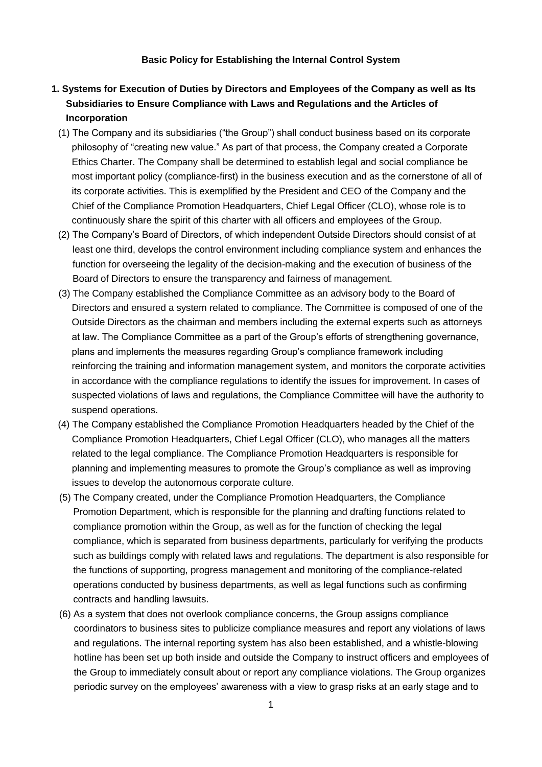# Basic Policy for Establishing the Internal Control System

## 1. Systems for Execution of Duties by Directors and Employees of the Company as well as Its Subsidiaries to Ensure Compliance with Laws and Regulations and the Articles of Incorporation

(1) The Company and its subsidiaries ("the Group") shall conduct business based on its corporate philosophy of "creating new value." As part of that process, the Company created a Corporate Ethics Charter. The Company shall be determined to establish legal and social compliance be most important policy (compliance-first) in the business execution and as the cornerstone of all of its corporate activities. This is exemplified by the President and CEO of the Company and the Chief of the Compliance Promotion Headquarters, Chief Legal Officer (CLO), whose role is to continuously share the spirit of this charter with all officers and employees of the Group.

(2) The Company's Board of Directors, of which independent Outside Directors should consist of at least one third, develops the control environment including compliance system and enhances the function for overseeing the legality of the decision-making and the execution of business of the Board of Directors to ensure the transparency and fairness of management.

(3) The Company established the Compliance Committee as an advisory body to the Board of Directors and ensured a system related to compliance. The Committee is composed of one of the Outside Directors as the chairman and members including the external experts such as attorneys at law. The Compliance Committee as a part of the Group's efforts of strengthening governance, plans and implements the measures regarding Group's compliance framework including reinforcing the training and information management system, and monitors the corporate activities in accordance with the compliance regulations to identify the issues for improvement. In cases of suspected violations of laws and regulations, the Compliance Committee will have the authority to suspend operations.

(4) The Company established the Compliance Promotion Headquarters headed by the Chief of the Compliance Promotion Headquarters, Chief Legal Officer (CLO), who manages all the matters related to the legal compliance. The Compliance Promotion Headquarters is responsible for planning and implementing measures to promote the Group's compliance as well as improving issues to develop the autonomous corporate culture.

(5) The Company created, under the Compliance Promotion Headquarters, the Compliance Promotion Department, which is responsible for the planning and drafting functions related to compliance promotion within the Group, as well as for the function of checking the legal compliance, which is separated from business departments, particularly for verifying the products such as buildings comply with related laws and regulations. The department is also responsible for the functions of supporting, progress management and monitoring of the compliance-related operations conducted by business departments, as well as legal functions such as confirming contracts and handling lawsuits.

(6) As a system that does not overlook compliance concerns, the Group assigns compliance coordinators to business sites to publicize compliance measures and report any violations of laws and regulations. The internal reporting system has also been established, and a whistle-blowing hotline has been set up both inside and outside the Company to instruct officers and employees of the Group to immediately consult about or report any compliance violations. The Group organizes periodic survey on the employees' awareness with a view to grasp risks at an early stage and to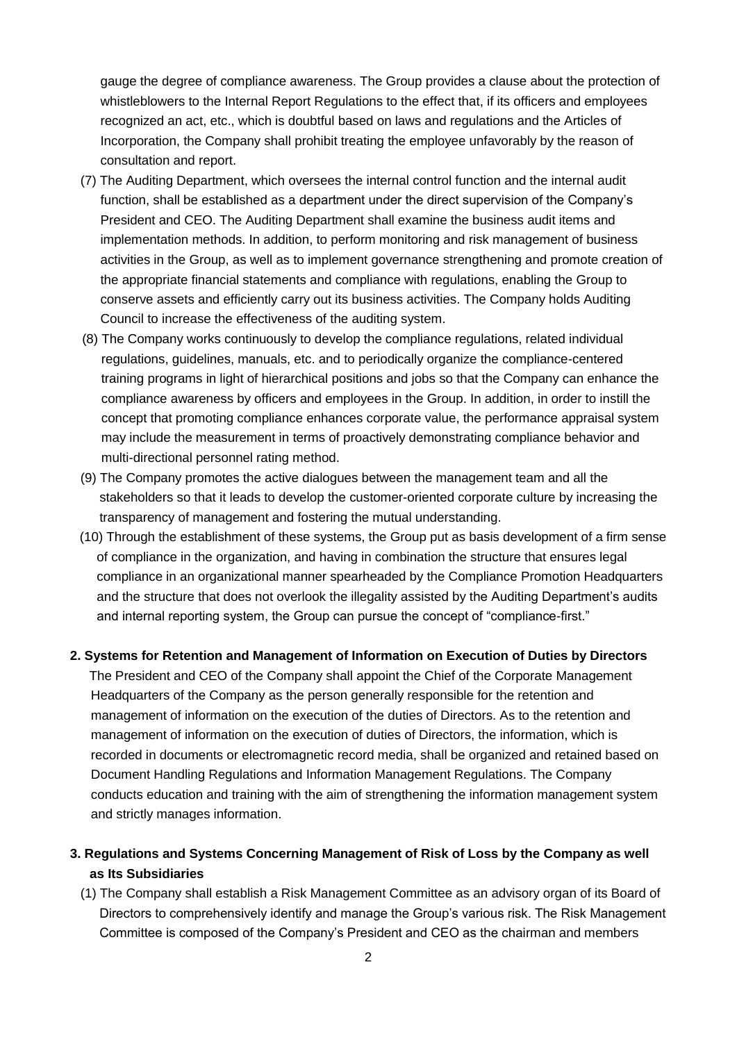gauge the degree of compliance awareness. The Group provides a clause about the protection of whistleblowers to the Internal Report Regulations to the effect that, if its officers and employees recognized an act, etc., which is doubtful based on laws and regulations and the Articles of Incorporation, the Company shall prohibit treating the employee unfavorably by the reason of consultation and report.

(7) The Auditing Department, which oversees the internal control function and the internal audit function, shall be established as a department under the direct supervision of the Company's President and CEO. The Auditing Department shall examine the business audit items and implementation methods. In addition, to perform monitoring and risk management of business activities in the Group, as well as to implement governance strengthening and promote creation of the appropriate financial statements and compliance with regulations, enabling the Group to conserve assets and efficiently carry out its business activities. The Company holds Auditing Council to increase the effectiveness of the auditing system.

(8) The Company works continuously to develop the compliance regulations, related individual regulations, guidelines, manuals, etc. and to periodically organize the compliance-centered training programs in light of hierarchical positions and jobs so that the Company can enhance the compliance awareness by officers and employees in the Group. In addition, in order to instill the concept that promoting compliance enhances corporate value, the performance appraisal system may include the measurement in terms of proactively demonstrating compliance behavior and multi-directional personnel rating method.

(9) The Company promotes the active dialogues between the management team and all the stakeholders so that it leads to develop the customer-oriented corporate culture by increasing the transparency of management and fostering the mutual understanding.

(10) Through the establishment of these systems, the Group put as basis development of a firm sense of compliance in the organization, and having in combination the structure that ensures legal compliance in an organizational manner spearheaded by the Compliance Promotion Headquarters and the structure that does not overlook the illegality assisted by the Auditing Department's audits and internal reporting system, the Group can pursue the concept of "compliance-first."

## 2. Systems for Retention and Management of Information on Execution of Duties by Directors

The President and CEO of the Company shall appoint the Chief of the Corporate Management Headquarters of the Company as the person generally responsible for the retention and management of information on the execution of the duties of Directors. As to the retention and management of information on the execution of duties of Directors, the information, which is recorded in documents or electromagnetic record media, shall be organized and retained based on Document Handling Regulations and Information Management Regulations. The Company conducts education and training with the aim of strengthening the information management system and strictly manages information.

## 3. Regulations and Systems Concerning Management of Risk of Loss by the Company as well as Its Subsidiaries

(1) The Company shall establish a Risk Management Committee as an advisory organ of its Board of Directors to comprehensively identify and manage the Group's various risk. The Risk Management Committee is composed of the Company's President and CEO as the chairman and members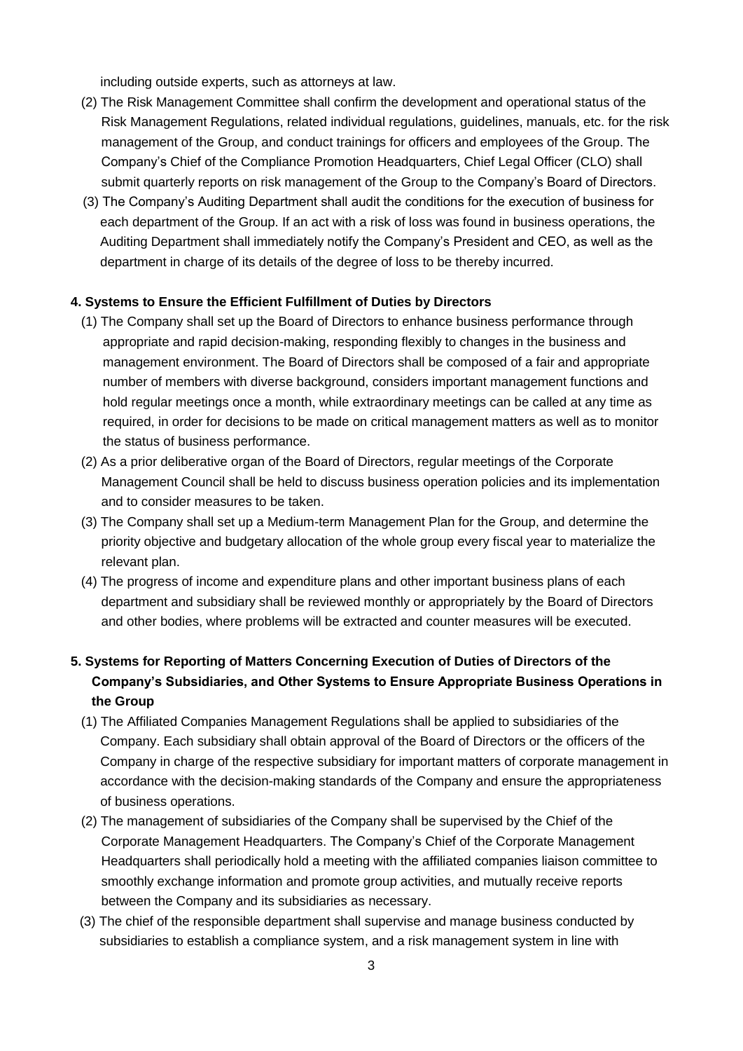including outside experts, such as attorneys at law.

(2) The Risk Management Committee shall confirm the development and operational status of the Risk Management Regulations, related individual regulations, guidelines, manuals, etc. for the risk management of the Group, and conduct trainings for officers and employees of the Group. The Company's Chief of the Compliance Promotion Headquarters, Chief Legal Officer (CLO) shall submit quarterly reports on risk management of the Group to the Company's Board of Directors.

(3) The Company's Auditing Department shall audit the conditions for the execution of business for each department of the Group. If an act with a risk of loss was found in business operations, the Auditing Department shall immediately notify the Company's President and CEO, as well as the department in charge of its details of the degree of loss to be thereby incurred.

**4. Systems to Ensure the Efficient Fulfillment of Duties by Directors**

(1) The Company shall set up the Board of Directors to enhance business performance through appropriate and rapid decision-making, responding flexibly to changes in the business and management environment. The Board of Directors shall be composed of a fair and appropriate number of members with diverse background, considers important management functions and hold regular meetings once a month, while extraordinary meetings can be called at any time as required, in order for decisions to be made on critical management matters as well as to monitor the status of business performance.

(2) As a prior deliberative organ of the Board of Directors, regular meetings of the Corporate Management Council shall be held to discuss business operation policies and its implementation and to consider measures to be taken.

(3) The Company shall set up a Medium-term Management Plan for the Group, and determine the priority objective and budgetary allocation of the whole group every fiscal year to materialize the relevant plan.

(4) The progress of income and expenditure plans and other important business plans of each department and subsidiary shall be reviewed monthly or appropriately by the Board of Directors and other bodies, where problems will be extracted and counter measures will be executed.

**5. Systems for Reporting of Matters Concerning Execution of Duties of Directors of the Company's Subsidiaries, and Other Systems to Ensure Appropriate Business Operations in the Group**

(1) The Affiliated Companies Management Regulations shall be applied to subsidiaries of the Company. Each subsidiary shall obtain approval of the Board of Directors or the officers of the Company in charge of the respective subsidiary for important matters of corporate management in accordance with the decision-making standards of the Company and ensure the appropriateness of business operations.

(2) The management of subsidiaries of the Company shall be supervised by the Chief of the Corporate Management Headquarters. The Company's Chief of the Corporate Management Headquarters shall periodically hold a meeting with the affiliated companies liaison committee to smoothly exchange information and promote group activities, and mutually receive reports between the Company and its subsidiaries as necessary.

(3) The chief of the responsible department shall supervise and manage business conducted by subsidiaries to establish a compliance system, and a risk management system in line with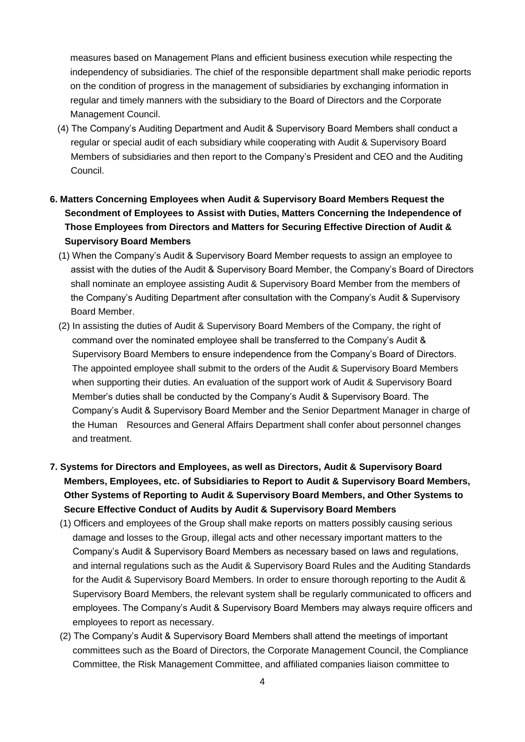measures based on Management Plans and efficient business execution while respecting the independency of subsidiaries. The chief of the responsible department shall make periodic reports on the condition of progress in the management of subsidiaries by exchanging information in regular and timely manners with the subsidiary to the Board of Directors and the Corporate Management Council.

(4) The Company's Auditing Department and Audit & Supervisory Board Members shall conduct a regular or special audit of each subsidiary while cooperating with Audit & Supervisory Board Members of subsidiaries and then report to the Company's President and CEO and the Auditing Council.

**6. Matters Concerning Employees when Audit & Supervisory Board Members Request the Secondment of Employees to Assist with Duties, Matters Concerning the Independence of Those Employees from Directors and Matters for Securing Effective Direction of Audit & Supervisory Board Members**

(1) When the Company's Audit & Supervisory Board Member requests to assign an employee to assist with the duties of the Audit & Supervisory Board Member, the Company's Board of Directors shall nominate an employee assisting Audit & Supervisory Board Member from the members of the Company's Auditing Department after consultation with the Company's Audit & Supervisory Board Member.

(2) In assisting the duties of Audit & Supervisory Board Members of the Company, the right of command over the nominated employee shall be transferred to the Company's Audit & Supervisory Board Members to ensure independence from the Company's Board of Directors. The appointed employee shall submit to the orders of the Audit & Supervisory Board Members when supporting their duties. An evaluation of the support work of Audit & Supervisory Board Member's duties shall be conducted by the Company's Audit & Supervisory Board. The Company's Audit & Supervisory Board Member and the Senior Department Manager in charge of the Human Resources and General Affairs Department shall confer about personnel changes and treatment.

**7. Systems for Directors and Employees, as well as Directors, Audit & Supervisory Board Members, Employees, etc. of Subsidiaries to Report to Audit & Supervisory Board Members, Other Systems of Reporting to Audit & Supervisory Board Members, and Other Systems to Secure Effective Conduct of Audits by Audit & Supervisory Board Members**

(1) Officers and employees of the Group shall make reports on matters possibly causing serious damage and losses to the Group, illegal acts and other necessary important matters to the Company's Audit & Supervisory Board Members as necessary based on laws and regulations, and internal regulations such as the Audit & Supervisory Board Rules and the Auditing Standards for the Audit & Supervisory Board Members. In order to ensure thorough reporting to the Audit & Supervisory Board Members, the relevant system shall be regularly communicated to officers and employees. The Company's Audit & Supervisory Board Members may always require officers and employees to report as necessary.

(2) The Company's Audit & Supervisory Board Members shall attend the meetings of important committees such as the Board of Directors, the Corporate Management Council, the Compliance Committee, the Risk Management Committee, and affiliated companies liaison committee to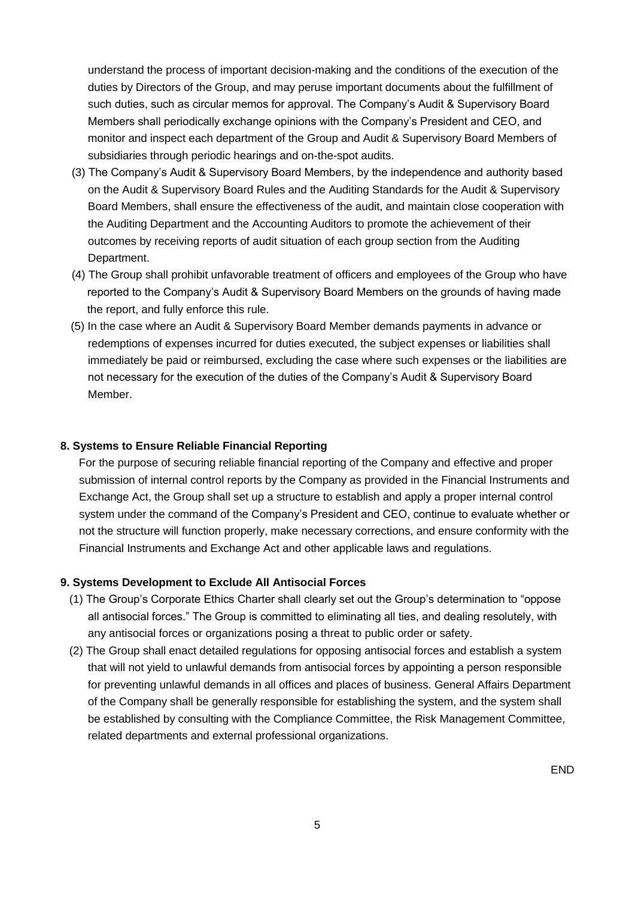understand the process of important decision-making and the conditions of the execution of the duties by Directors of the Group, and may peruse important documents about the fulfillment of such duties, such as circular memos for approval. The Company's Audit & Supervisory Board Members shall periodically exchange opinions with the Company's President and CEO, and monitor and inspect each department of the Group and Audit & Supervisory Board Members of subsidiaries through periodic hearings and on-the-spot audits.

(3) The Company's Audit & Supervisory Board Members, by the independence and authority based on the Audit & Supervisory Board Rules and the Auditing Standards for the Audit & Supervisory Board Members, shall ensure the effectiveness of the audit, and maintain close cooperation with the Auditing Department and the Accounting Auditors to promote the achievement of their outcomes by receiving reports of audit situation of each group section from the Auditing Department.

(4) The Group shall prohibit unfavorable treatment of officers and employees of the Group who have reported to the Company's Audit & Supervisory Board Members on the grounds of having made the report, and fully enforce this rule.

(5) In the case where an Audit & Supervisory Board Member demands payments in advance or redemptions of expenses incurred for duties executed, the subject expenses or liabilities shall immediately be paid or reimbursed, excluding the case where such expenses or the liabilities are not necessary for the execution of the duties of the Company's Audit & Supervisory Board Member.

**8. Systems to Ensure Reliable Financial Reporting**

For the purpose of securing reliable financial reporting of the Company and effective and proper submission of internal control reports by the Company as provided in the Financial Instruments and Exchange Act, the Group shall set up a structure to establish and apply a proper internal control system under the command of the Company's President and CEO, continue to evaluate whether or not the structure will function properly, make necessary corrections, and ensure conformity with the Financial Instruments and Exchange Act and other applicable laws and regulations.

**9. Systems Development to Exclude All Antisocial Forces**

(1) The Group's Corporate Ethics Charter shall clearly set out the Group's determination to "oppose all antisocial forces." The Group is committed to eliminating all ties, and dealing resolutely, with any antisocial forces or organizations posing a threat to public order or safety.

(2) The Group shall enact detailed regulations for opposing antisocial forces and establish a system that will not yield to unlawful demands from antisocial forces by appointing a person responsible for preventing unlawful demands in all offices and places of business. General Affairs Department of the Company shall be generally responsible for establishing the system, and the system shall be established by consulting with the Compliance Committee, the Risk Management Committee, related departments and external professional organizations.

END